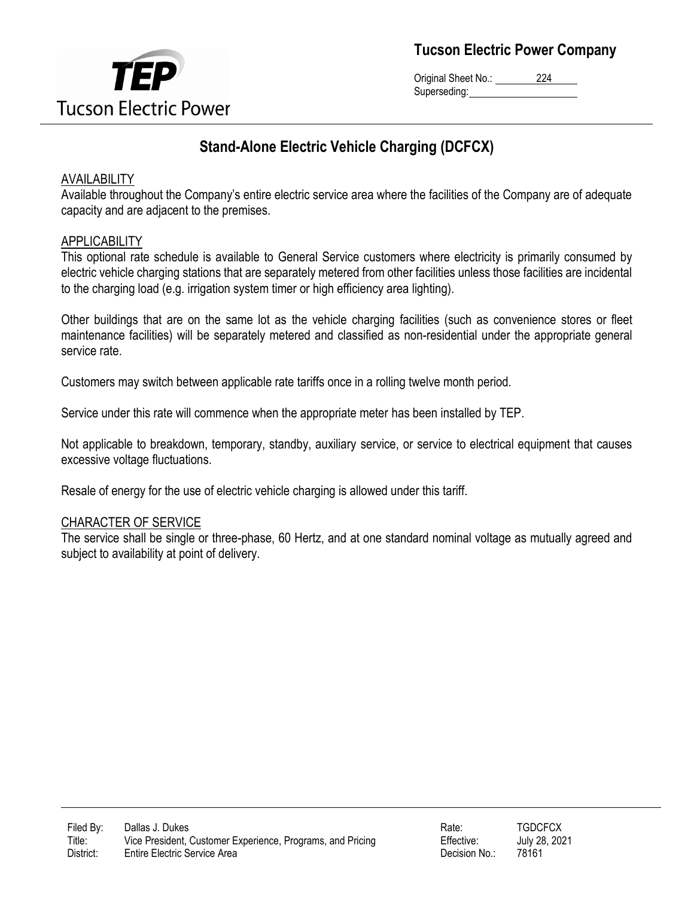**Tucson Electric Power Company**

Original Sheet No.: 224
Superseding:

# Stand-Alone Electric Vehicle Charging (DCFCX)

## AVAILABILITY

Available throughout the Company's entire electric service area where the facilities of the Company are of adequate capacity and are adjacent to the premises.

## APPLICABILITY

This optional rate schedule is available to General Service customers where electricity is primarily consumed by electric vehicle charging stations that are separately metered from other facilities unless those facilities are incidental to the charging load (e.g. irrigation system timer or high efficiency area lighting).

Other buildings that are on the same lot as the vehicle charging facilities (such as convenience stores or fleet maintenance facilities) will be separately metered and classified as non-residential under the appropriate general service rate.

Customers may switch between applicable rate tariffs once in a rolling twelve month period.

Service under this rate will commence when the appropriate meter has been installed by TEP.

Not applicable to breakdown, temporary, standby, auxiliary service, or service to electrical equipment that causes excessive voltage fluctuations.

Resale of energy for the use of electric vehicle charging is allowed under this tariff.

## CHARACTER OF SERVICE

The service shall be single or three-phase, 60 Hertz, and at one standard nominal voltage as mutually agreed and subject to availability at point of delivery.

| | | | |
|---|---|---|---|
| Filed By: | Dallas J. Dukes | Rate: | TGDCFCX |
| Title: | Vice President, Customer Experience, Programs, and Pricing | Effective: | July 28, 2021 |
| District: | Entire Electric Service Area | Decision No.: | 78161 |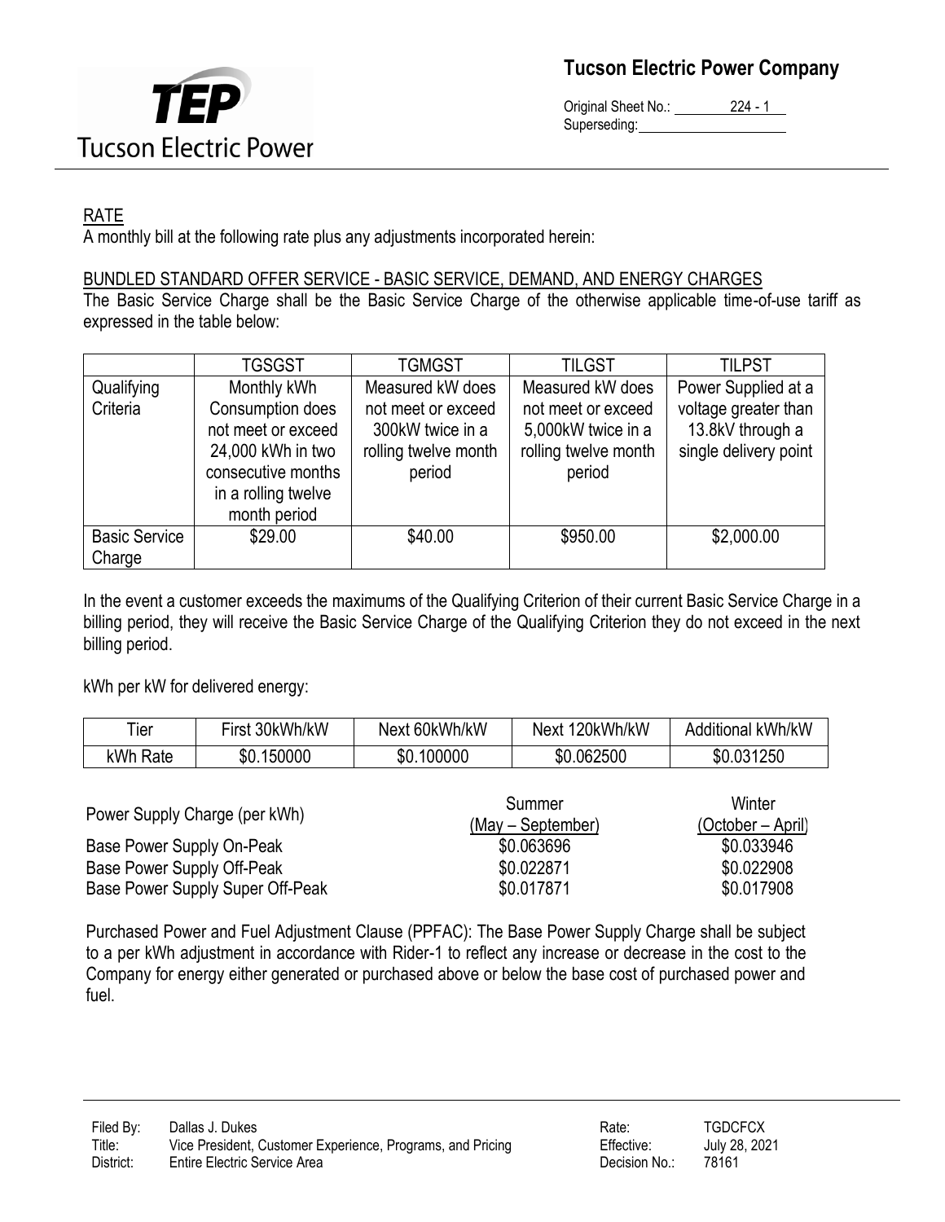## RATE

A monthly bill at the following rate plus any adjustments incorporated herein:

### BUNDLED STANDARD OFFER SERVICE - BASIC SERVICE, DEMAND, AND ENERGY CHARGES

The Basic Service Charge shall be the Basic Service Charge of the otherwise applicable time-of-use tariff as expressed in the table below:

| | TGSGST | TGMGST | TILGST | TILPST |
|---|---|---|---|---|
| Qualifying Criteria | Monthly kWh Consumption does not meet or exceed 24,000 kWh in two consecutive months in a rolling twelve month period | Measured kW does not meet or exceed 300kW twice in a rolling twelve month period | Measured kW does not meet or exceed 5,000kW twice in a rolling twelve month period | Power Supplied at a voltage greater than 13.8kV through a single delivery point |
| Basic Service Charge | $29.00 | $40.00 | $950.00 | $2,000.00 |

In the event a customer exceeds the maximums of the Qualifying Criterion of their current Basic Service Charge in a billing period, they will receive the Basic Service Charge of the Qualifying Criterion they do not exceed in the next billing period.

kWh per kW for delivered energy:

| Tier | First 30kWh/kW | Next 60kWh/kW | Next 120kWh/kW | Additional kWh/kW |
|---|---|---|---|---|
| kWh Rate | $0.150000 | $0.100000 | $0.062500 | $0.031250 |

| Power Supply Charge (per kWh) | Summer (May – September) | Winter (October – April) |
|---|---|---|
| Base Power Supply On-Peak | $0.063696 | $0.033946 |
| Base Power Supply Off-Peak | $0.022871 | $0.022908 |
| Base Power Supply Super Off-Peak | $0.017871 | $0.017908 |

Purchased Power and Fuel Adjustment Clause (PPFAC): The Base Power Supply Charge shall be subject to a per kWh adjustment in accordance with Rider-1 to reflect any increase or decrease in the cost to the Company for energy either generated or purchased above or below the base cost of purchased power and fuel.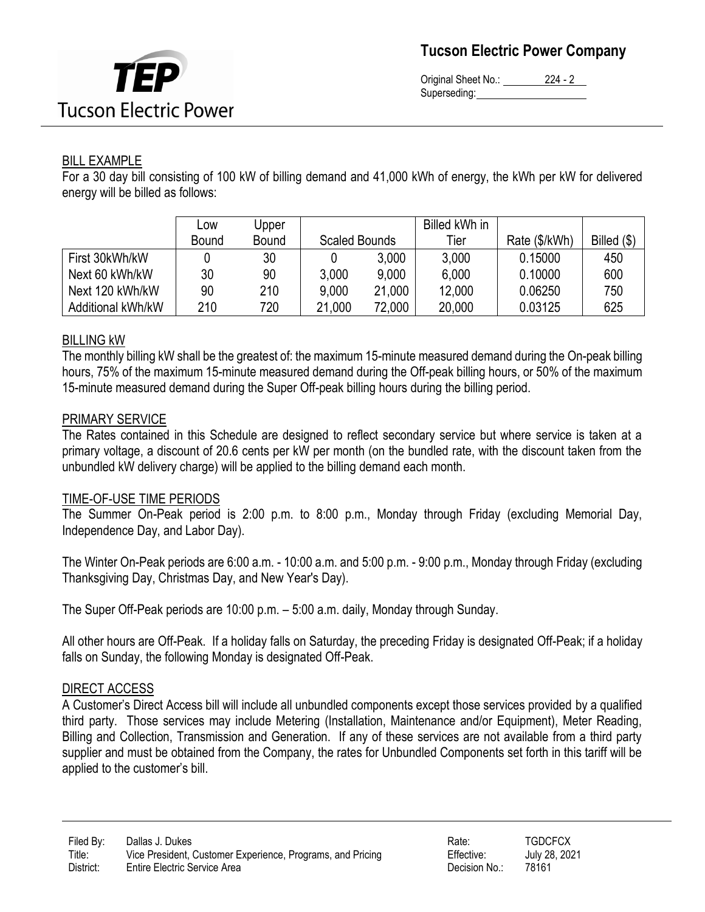## BILL EXAMPLE

For a 30 day bill consisting of 100 kW of billing demand and 41,000 kWh of energy, the kWh per kW for delivered energy will be billed as follows:

| | Low Bound | Upper Bound | Scaled Bounds | | Billed kWh in Tier | Rate ($/kWh) | Billed ($) |
|---|---|---|---|---|---|---|---|
| First 30kWh/kW | 0 | 30 | 0 | 3,000 | 3,000 | 0.15000 | 450 |
| Next 60 kWh/kW | 30 | 90 | 3,000 | 9,000 | 6,000 | 0.10000 | 600 |
| Next 120 kWh/kW | 90 | 210 | 9,000 | 21,000 | 12,000 | 0.06250 | 750 |
| Additional kWh/kW | 210 | 720 | 21,000 | 72,000 | 20,000 | 0.03125 | 625 |

## BILLING kW

The monthly billing kW shall be the greatest of: the maximum 15-minute measured demand during the On-peak billing hours, 75% of the maximum 15-minute measured demand during the Off-peak billing hours, or 50% of the maximum 15-minute measured demand during the Super Off-peak billing hours during the billing period.

## PRIMARY SERVICE

The Rates contained in this Schedule are designed to reflect secondary service but where service is taken at a primary voltage, a discount of 20.6 cents per kW per month (on the bundled rate, with the discount taken from the unbundled kW delivery charge) will be applied to the billing demand each month.

## TIME-OF-USE TIME PERIODS

The Summer On-Peak period is 2:00 p.m. to 8:00 p.m., Monday through Friday (excluding Memorial Day, Independence Day, and Labor Day).

The Winter On-Peak periods are 6:00 a.m. - 10:00 a.m. and 5:00 p.m. - 9:00 p.m., Monday through Friday (excluding Thanksgiving Day, Christmas Day, and New Year's Day).

The Super Off-Peak periods are 10:00 p.m. – 5:00 a.m. daily, Monday through Sunday.

All other hours are Off-Peak. If a holiday falls on Saturday, the preceding Friday is designated Off-Peak; if a holiday falls on Sunday, the following Monday is designated Off-Peak.

## DIRECT ACCESS

A Customer's Direct Access bill will include all unbundled components except those services provided by a qualified third party. Those services may include Metering (Installation, Maintenance and/or Equipment), Meter Reading, Billing and Collection, Transmission and Generation. If any of these services are not available from a third party supplier and must be obtained from the Company, the rates for Unbundled Components set forth in this tariff will be applied to the customer's bill.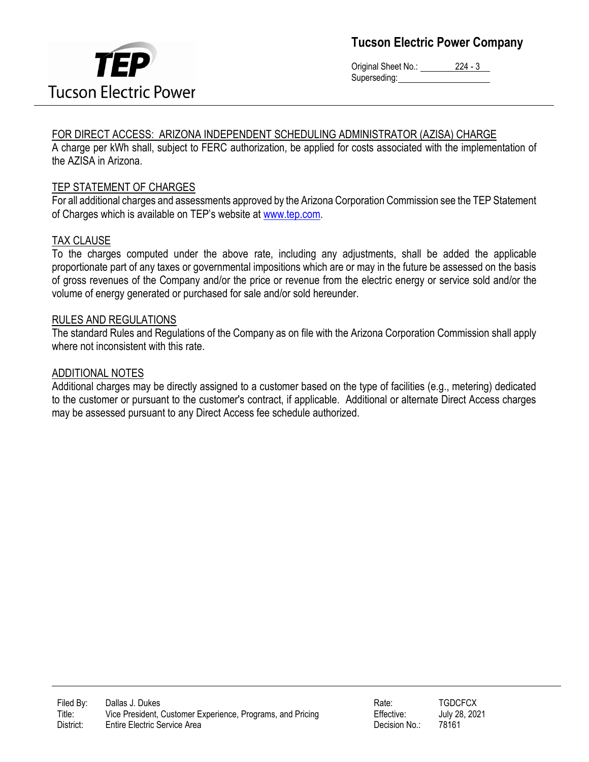## FOR DIRECT ACCESS: ARIZONA INDEPENDENT SCHEDULING ADMINISTRATOR (AZISA) CHARGE

A charge per kWh shall, subject to FERC authorization, be applied for costs associated with the implementation of the AZISA in Arizona.

## TEP STATEMENT OF CHARGES

For all additional charges and assessments approved by the Arizona Corporation Commission see the TEP Statement of Charges which is available on TEP's website at www.tep.com.

## TAX CLAUSE

To the charges computed under the above rate, including any adjustments, shall be added the applicable proportionate part of any taxes or governmental impositions which are or may in the future be assessed on the basis of gross revenues of the Company and/or the price or revenue from the electric energy or service sold and/or the volume of energy generated or purchased for sale and/or sold hereunder.

## RULES AND REGULATIONS

The standard Rules and Regulations of the Company as on file with the Arizona Corporation Commission shall apply where not inconsistent with this rate.

## ADDITIONAL NOTES

Additional charges may be directly assigned to a customer based on the type of facilities (e.g., metering) dedicated to the customer or pursuant to the customer's contract, if applicable. Additional or alternate Direct Access charges may be assessed pursuant to any Direct Access fee schedule authorized.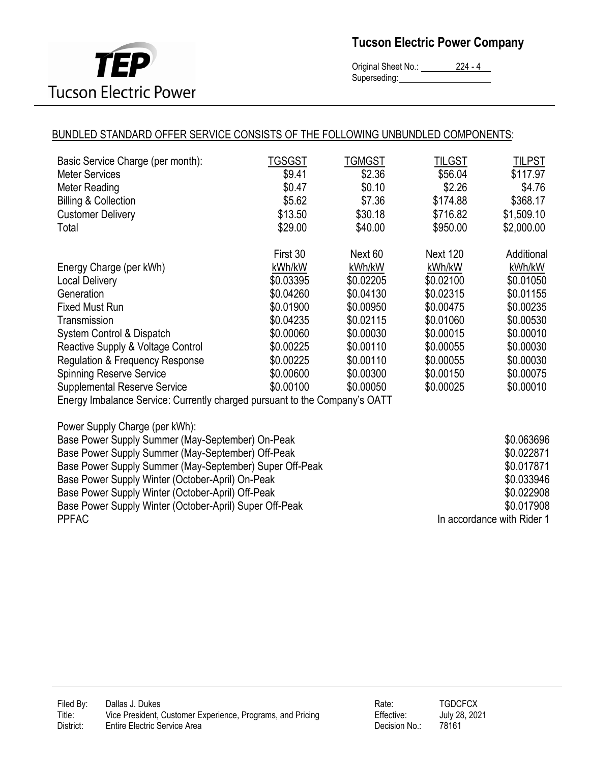## BUNDLED STANDARD OFFER SERVICE CONSISTS OF THE FOLLOWING UNBUNDLED COMPONENTS:

| Basic Service Charge (per month): | TGSGST | TGMGST | TILGST | TILPST |
|---|---|---|---|---|
| Meter Services | \$9.41 | \$2.36 | \$56.04 | \$117.97 |
| Meter Reading | \$0.47 | \$0.10 | \$2.26 | \$4.76 |
| Billing & Collection | \$5.62 | \$7.36 | \$174.88 | \$368.17 |
| Customer Delivery | \$13.50 | \$30.18 | \$716.82 | \$1,509.10 |
| Total | \$29.00 | \$40.00 | \$950.00 | \$2,000.00 |

| Energy Charge (per kWh) | First 30 kWh/kW | Next 60 kWh/kW | Next 120 kWh/kW | Additional kWh/kW |
|---|---|---|---|---|
| Local Delivery | \$0.03395 | \$0.02205 | \$0.02100 | \$0.01050 |
| Generation | \$0.04260 | \$0.04130 | \$0.02315 | \$0.01155 |
| Fixed Must Run | \$0.01900 | \$0.00950 | \$0.00475 | \$0.00235 |
| Transmission | \$0.04235 | \$0.02115 | \$0.01060 | \$0.00530 |
| System Control & Dispatch | \$0.00060 | \$0.00030 | \$0.00015 | \$0.00010 |
| Reactive Supply & Voltage Control | \$0.00225 | \$0.00110 | \$0.00055 | \$0.00030 |
| Regulation & Frequency Response | \$0.00225 | \$0.00110 | \$0.00055 | \$0.00030 |
| Spinning Reserve Service | \$0.00600 | \$0.00300 | \$0.00150 | \$0.00075 |
| Supplemental Reserve Service | \$0.00100 | \$0.00050 | \$0.00025 | \$0.00010 |

Energy Imbalance Service: Currently charged pursuant to the Company's OATT

| Power Supply Charge (per kWh): | |
|---|---|
| Base Power Supply Summer (May-September) On-Peak | \$0.063696 |
| Base Power Supply Summer (May-September) Off-Peak | \$0.022871 |
| Base Power Supply Summer (May-September) Super Off-Peak | \$0.017871 |
| Base Power Supply Winter (October-April) On-Peak | \$0.033946 |
| Base Power Supply Winter (October-April) Off-Peak | \$0.022908 |
| Base Power Supply Winter (October-April) Super Off-Peak | \$0.017908 |
| PPFAC | In accordance with Rider 1 |